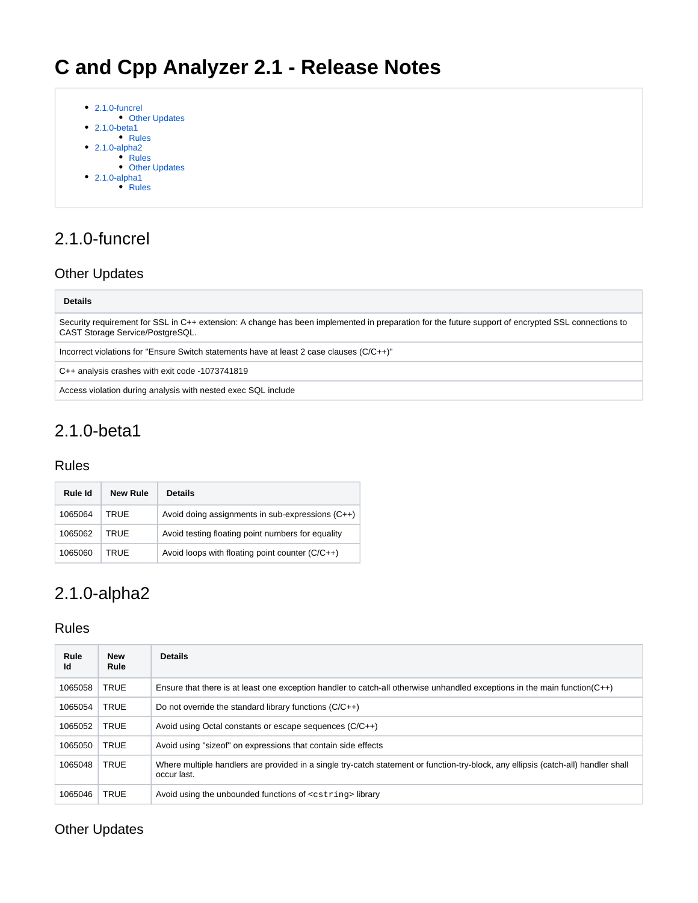# C and Cpp Analyzer 2.1 - Release Notes

- 2.1.0-funcrel
  - Other Updates
- 2.1.0-beta1
  - Rules
- 2.1.0-alpha2
  - Rules
  - Other Updates
- 2.1.0-alpha1
  - Rules

## 2.1.0-funcrel

### Other Updates

| Details |
|---|
| Security requirement for SSL in C++ extension: A change has been implemented in preparation for the future support of encrypted SSL connections to CAST Storage Service/PostgreSQL. |
| Incorrect violations for "Ensure Switch statements have at least 2 case clauses (C/C++)" |
| C++ analysis crashes with exit code -1073741819 |
| Access violation during analysis with nested exec SQL include |

## 2.1.0-beta1

### Rules

| Rule Id | New Rule | Details |
|---|---|---|
| 1065064 | TRUE | Avoid doing assignments in sub-expressions (C++) |
| 1065062 | TRUE | Avoid testing floating point numbers for equality |
| 1065060 | TRUE | Avoid loops with floating point counter (C/C++) |

## 2.1.0-alpha2

### Rules

| Rule Id | New Rule | Details |
|---|---|---|
| 1065058 | TRUE | Ensure that there is at least one exception handler to catch-all otherwise unhandled exceptions in the main function(C++) |
| 1065054 | TRUE | Do not override the standard library functions (C/C++) |
| 1065052 | TRUE | Avoid using Octal constants or escape sequences (C/C++) |
| 1065050 | TRUE | Avoid using "sizeof" on expressions that contain side effects |
| 1065048 | TRUE | Where multiple handlers are provided in a single try-catch statement or function-try-block, any ellipsis (catch-all) handler shall occur last. |
| 1065046 | TRUE | Avoid using the unbounded functions of `<cstring>` library |

### Other Updates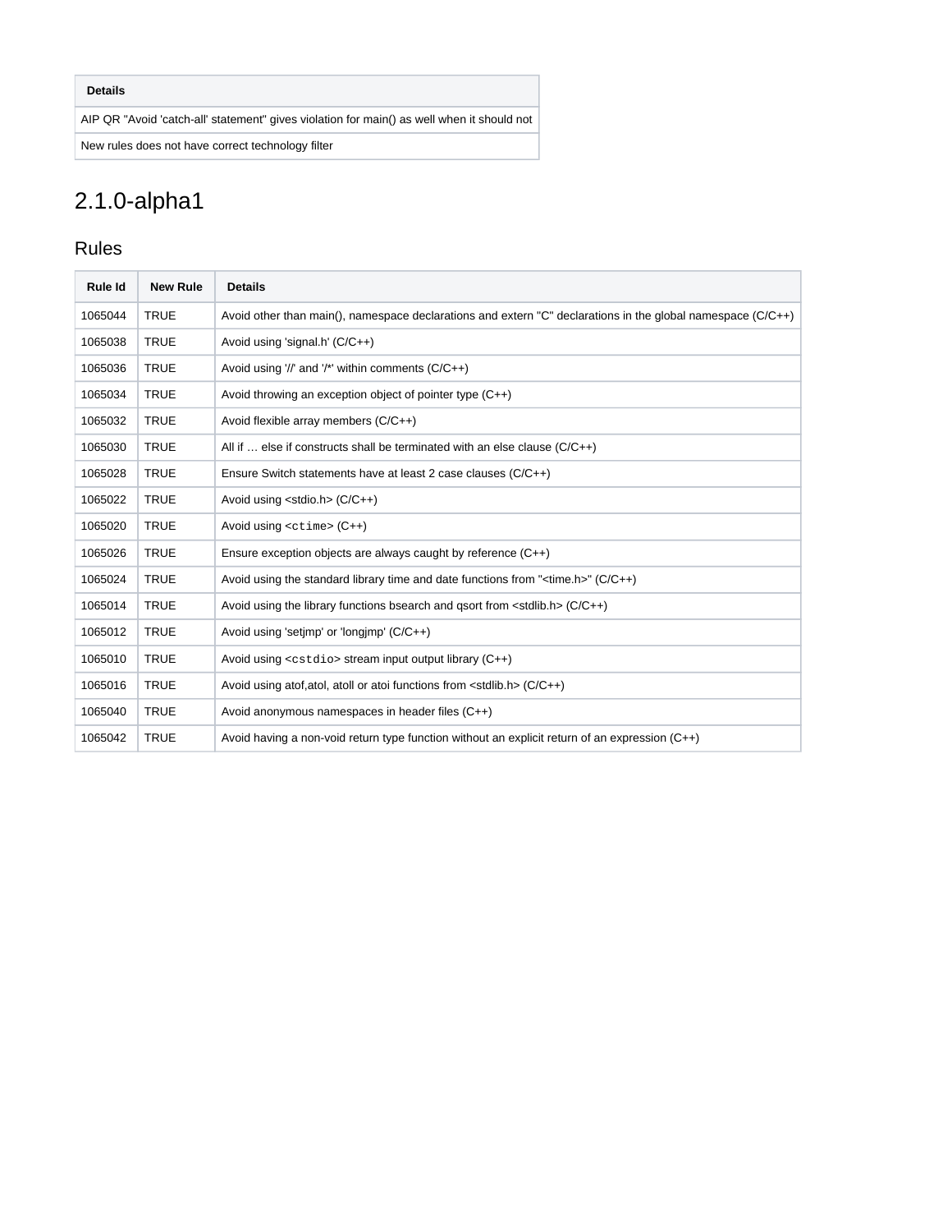| Details |
| --- |
| AIP QR "Avoid 'catch-all' statement" gives violation for main() as well when it should not |
| New rules does not have correct technology filter |

# 2.1.0-alpha1

## Rules

| Rule Id | New Rule | Details |
| --- | --- | --- |
| 1065044 | TRUE | Avoid other than main(), namespace declarations and extern "C" declarations in the global namespace (C/C++) |
| 1065038 | TRUE | Avoid using 'signal.h' (C/C++) |
| 1065036 | TRUE | Avoid using '//' and '/*' within comments (C/C++) |
| 1065034 | TRUE | Avoid throwing an exception object of pointer type (C++) |
| 1065032 | TRUE | Avoid flexible array members (C/C++) |
| 1065030 | TRUE | All if … else if constructs shall be terminated with an else clause (C/C++) |
| 1065028 | TRUE | Ensure Switch statements have at least 2 case clauses (C/C++) |
| 1065022 | TRUE | Avoid using <stdio.h> (C/C++) |
| 1065020 | TRUE | Avoid using `<ctime>` (C++) |
| 1065026 | TRUE | Ensure exception objects are always caught by reference (C++) |
| 1065024 | TRUE | Avoid using the standard library time and date functions from "<time.h>" (C/C++) |
| 1065014 | TRUE | Avoid using the library functions bsearch and qsort from <stdlib.h> (C/C++) |
| 1065012 | TRUE | Avoid using 'setjmp' or 'longjmp' (C/C++) |
| 1065010 | TRUE | Avoid using `<cstdio>` stream input output library (C++) |
| 1065016 | TRUE | Avoid using atof,atol, atoll or atoi functions from <stdlib.h> (C/C++) |
| 1065040 | TRUE | Avoid anonymous namespaces in header files (C++) |
| 1065042 | TRUE | Avoid having a non-void return type function without an explicit return of an expression (C++) |